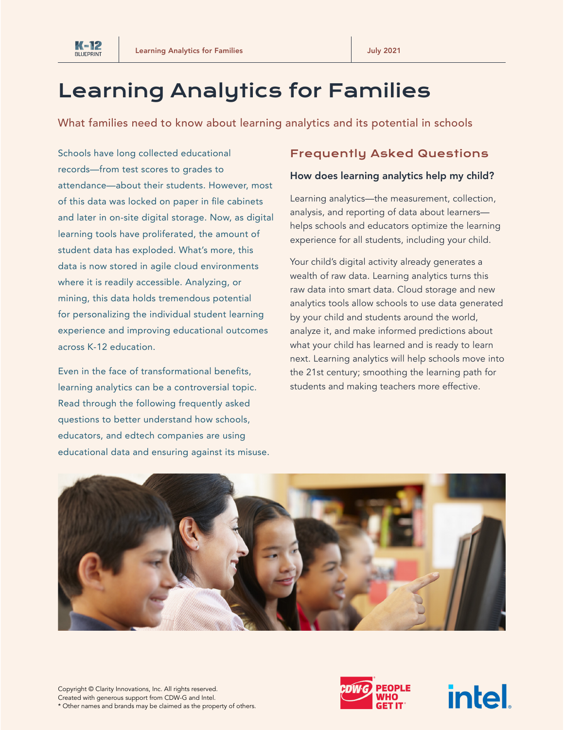# Learning Analytics for Families

What families need to know about learning analytics and its potential in schools

Schools have long collected educational records—from test scores to grades to attendance—about their students. However, most of this data was locked on paper in file cabinets and later in on-site digital storage. Now, as digital learning tools have proliferated, the amount of student data has exploded. What's more, this data is now stored in agile cloud environments where it is readily accessible. Analyzing, or mining, this data holds tremendous potential for personalizing the individual student learning experience and improving educational outcomes across K-12 education.

Even in the face of transformational benefits, learning analytics can be a controversial topic. Read through the following frequently asked questions to better understand how schools, educators, and edtech companies are using educational data and ensuring against its misuse.

## Frequently Asked Questions

### How does learning analytics help my child?

Learning analytics—the measurement, collection, analysis, and reporting of data about learners—helps schools and educators optimize the learning experience for all students, including your child.

Your child's digital activity already generates a wealth of raw data. Learning analytics turns this raw data into smart data. Cloud storage and new analytics tools allow schools to use data generated by your child and students around the world, analyze it, and make informed predictions about what your child has learned and is ready to learn next. Learning analytics will help schools move into the 21st century; smoothing the learning path for students and making teachers more effective.

Copyright © Clarity Innovations, Inc. All rights reserved.
Created with generous support from CDW-G and Intel.
* Other names and brands may be claimed as the property of others.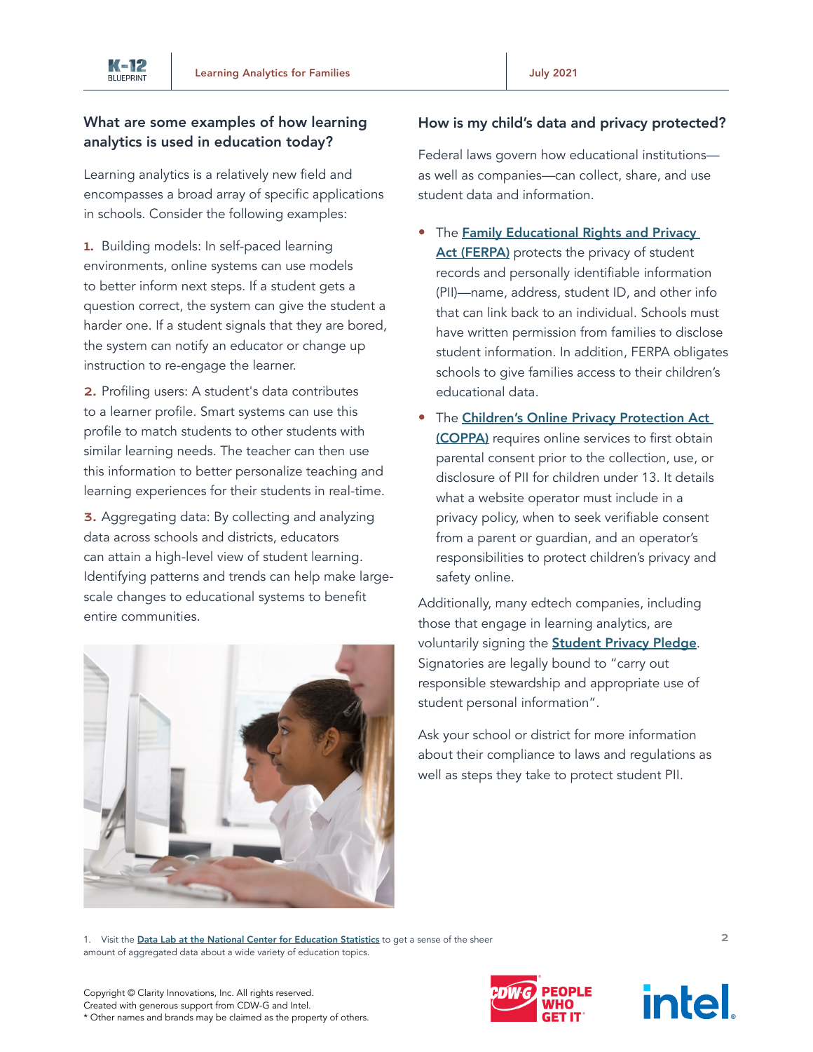## What are some examples of how learning analytics is used in education today?

Learning analytics is a relatively new field and encompasses a broad array of specific applications in schools. Consider the following examples:

1. Building models: In self-paced learning environments, online systems can use models to better inform next steps. If a student gets a question correct, the system can give the student a harder one. If a student signals that they are bored, the system can notify an educator or change up instruction to re-engage the learner.

2. Profiling users: A student's data contributes to a learner profile. Smart systems can use this profile to match students to other students with similar learning needs. The teacher can then use this information to better personalize teaching and learning experiences for their students in real-time.

3. Aggregating data: By collecting and analyzing data across schools and districts, educators can attain a high-level view of student learning. Identifying patterns and trends can help make large-scale changes to educational systems to benefit entire communities.

## How is my child's data and privacy protected?

Federal laws govern how educational institutions—as well as companies—can collect, share, and use student data and information.

- The **Family Educational Rights and Privacy Act (FERPA)** protects the privacy of student records and personally identifiable information (PII)—name, address, student ID, and other info that can link back to an individual. Schools must have written permission from families to disclose student information. In addition, FERPA obligates schools to give families access to their children's educational data.
- The **Children's Online Privacy Protection Act (COPPA)** requires online services to first obtain parental consent prior to the collection, use, or disclosure of PII for children under 13. It details what a website operator must include in a privacy policy, when to seek verifiable consent from a parent or guardian, and an operator's responsibilities to protect children's privacy and safety online.

Additionally, many edtech companies, including those that engage in learning analytics, are voluntarily signing the **Student Privacy Pledge**. Signatories are legally bound to "carry out responsible stewardship and appropriate use of student personal information".

Ask your school or district for more information about their compliance to laws and regulations as well as steps they take to protect student PII.

1. Visit the **Data Lab at the National Center for Education Statistics** to get a sense of the sheer amount of aggregated data about a wide variety of education topics.

Copyright © Clarity Innovations, Inc. All rights reserved.
Created with generous support from CDW-G and Intel.
* Other names and brands may be claimed as the property of others.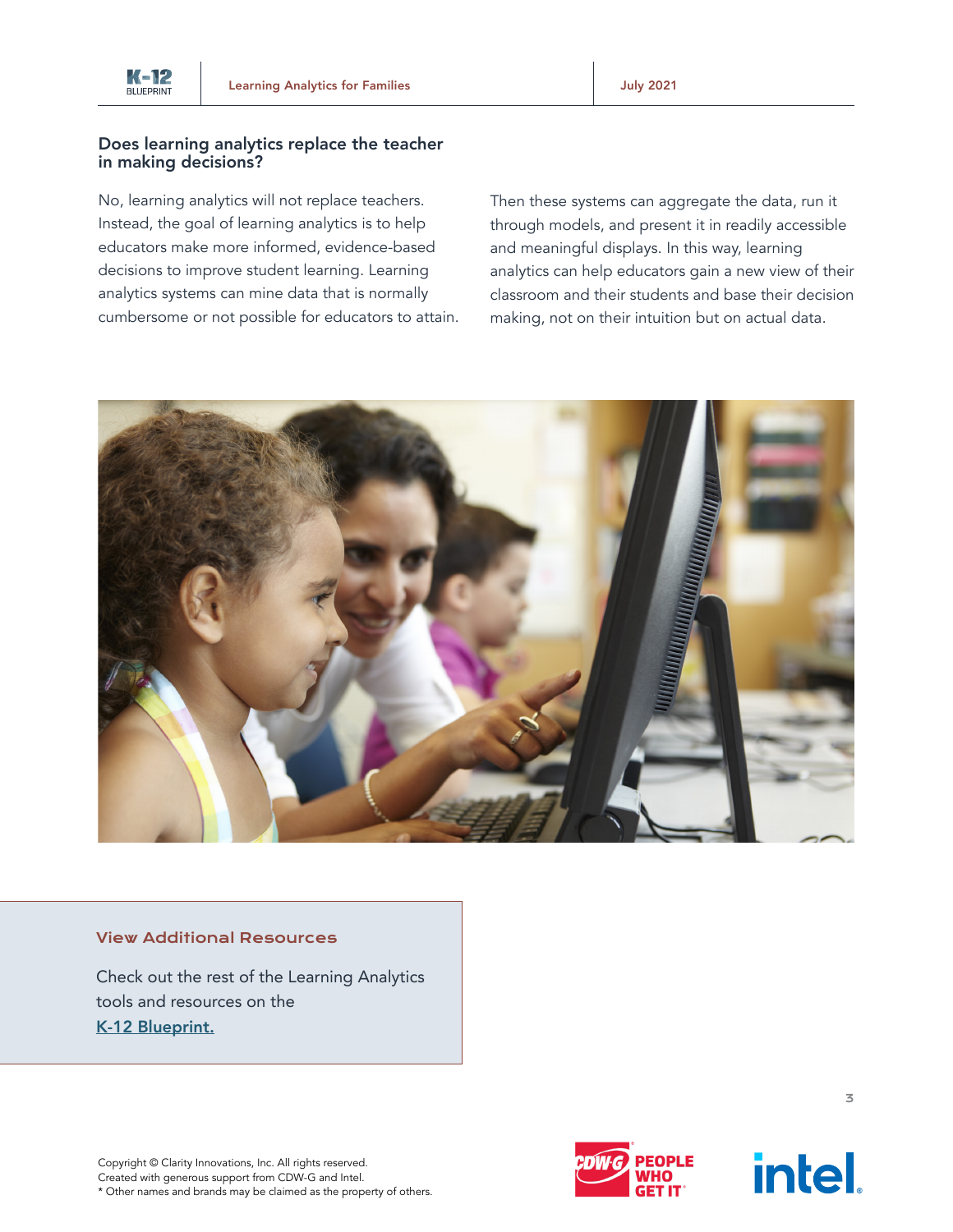## Does learning analytics replace the teacher in making decisions?

No, learning analytics will not replace teachers. Instead, the goal of learning analytics is to help educators make more informed, evidence-based decisions to improve student learning. Learning analytics systems can mine data that is normally cumbersome or not possible for educators to attain. Then these systems can aggregate the data, run it through models, and present it in readily accessible and meaningful displays. In this way, learning analytics can help educators gain a new view of their classroom and their students and base their decision making, not on their intuition but on actual data.

### View Additional Resources

Check out the rest of the Learning Analytics tools and resources on the [K-12 Blueprint.]()

Copyright © Clarity Innovations, Inc. All rights reserved.
Created with generous support from CDW-G and Intel.
* Other names and brands may be claimed as the property of others.